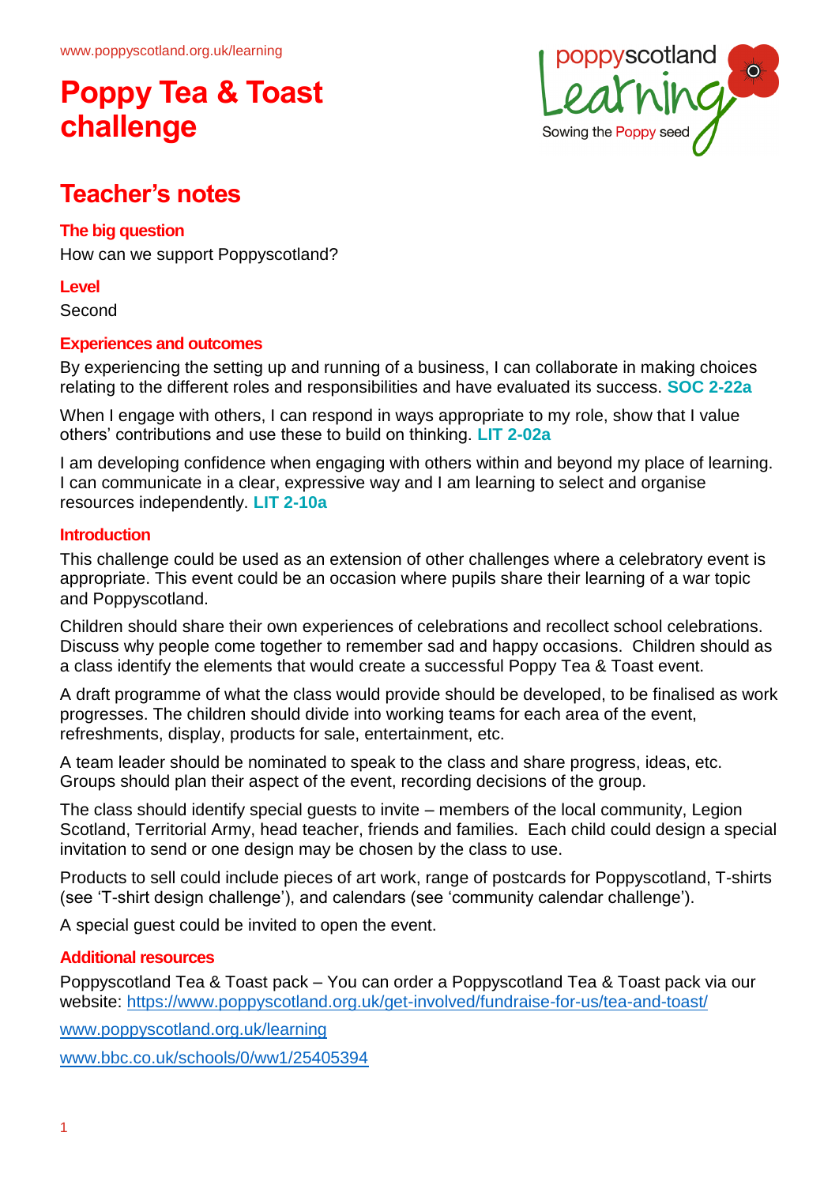# Poppy Tea & Toast challenge

## Teacher's notes

### The big question

How can we support Poppyscotland?

### Level

Second

### Experiences and outcomes

By experiencing the setting up and running of a business, I can collaborate in making choices relating to the different roles and responsibilities and have evaluated its success. **SOC 2-22a**

When I engage with others, I can respond in ways appropriate to my role, show that I value others' contributions and use these to build on thinking. **LIT 2-02a**

I am developing confidence when engaging with others within and beyond my place of learning. I can communicate in a clear, expressive way and I am learning to select and organise resources independently. **LIT 2-10a**

### Introduction

This challenge could be used as an extension of other challenges where a celebratory event is appropriate. This event could be an occasion where pupils share their learning of a war topic and Poppyscotland.

Children should share their own experiences of celebrations and recollect school celebrations. Discuss why people come together to remember sad and happy occasions. Children should as a class identify the elements that would create a successful Poppy Tea & Toast event.

A draft programme of what the class would provide should be developed, to be finalised as work progresses. The children should divide into working teams for each area of the event, refreshments, display, products for sale, entertainment, etc.

A team leader should be nominated to speak to the class and share progress, ideas, etc. Groups should plan their aspect of the event, recording decisions of the group.

The class should identify special guests to invite – members of the local community, Legion Scotland, Territorial Army, head teacher, friends and families. Each child could design a special invitation to send or one design may be chosen by the class to use.

Products to sell could include pieces of art work, range of postcards for Poppyscotland, T-shirts (see 'T-shirt design challenge'), and calendars (see 'community calendar challenge').

A special guest could be invited to open the event.

### Additional resources

Poppyscotland Tea & Toast pack – You can order a Poppyscotland Tea & Toast pack via our website: https://www.poppyscotland.org.uk/get-involved/fundraise-for-us/tea-and-toast/

www.poppyscotland.org.uk/learning

www.bbc.co.uk/schools/0/ww1/25405394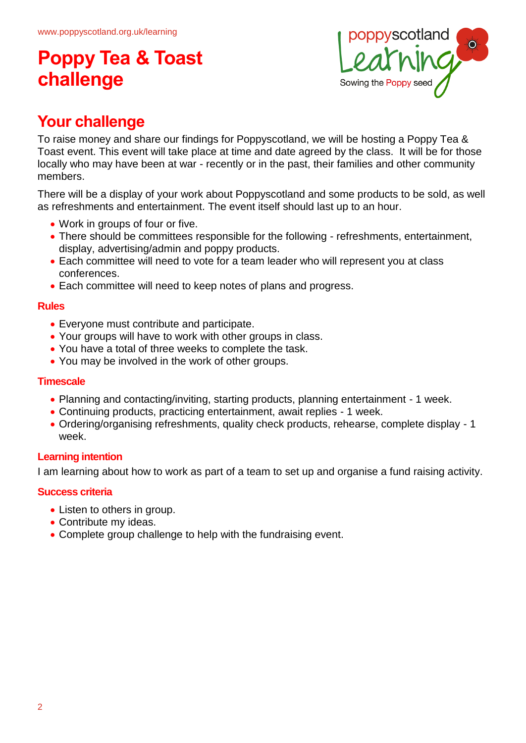# Poppy Tea & Toast challenge

## Your challenge

To raise money and share our findings for Poppyscotland, we will be hosting a Poppy Tea & Toast event. This event will take place at time and date agreed by the class. It will be for those locally who may have been at war - recently or in the past, their families and other community members.

There will be a display of your work about Poppyscotland and some products to be sold, as well as refreshments and entertainment. The event itself should last up to an hour.

- Work in groups of four or five.
- There should be committees responsible for the following - refreshments, entertainment, display, advertising/admin and poppy products.
- Each committee will need to vote for a team leader who will represent you at class conferences.
- Each committee will need to keep notes of plans and progress.

### Rules

- Everyone must contribute and participate.
- Your groups will have to work with other groups in class.
- You have a total of three weeks to complete the task.
- You may be involved in the work of other groups.

### Timescale

- Planning and contacting/inviting, starting products, planning entertainment - 1 week.
- Continuing products, practicing entertainment, await replies - 1 week.
- Ordering/organising refreshments, quality check products, rehearse, complete display - 1 week.

### Learning intention

I am learning about how to work as part of a team to set up and organise a fund raising activity.

### Success criteria

- Listen to others in group.
- Contribute my ideas.
- Complete group challenge to help with the fundraising event.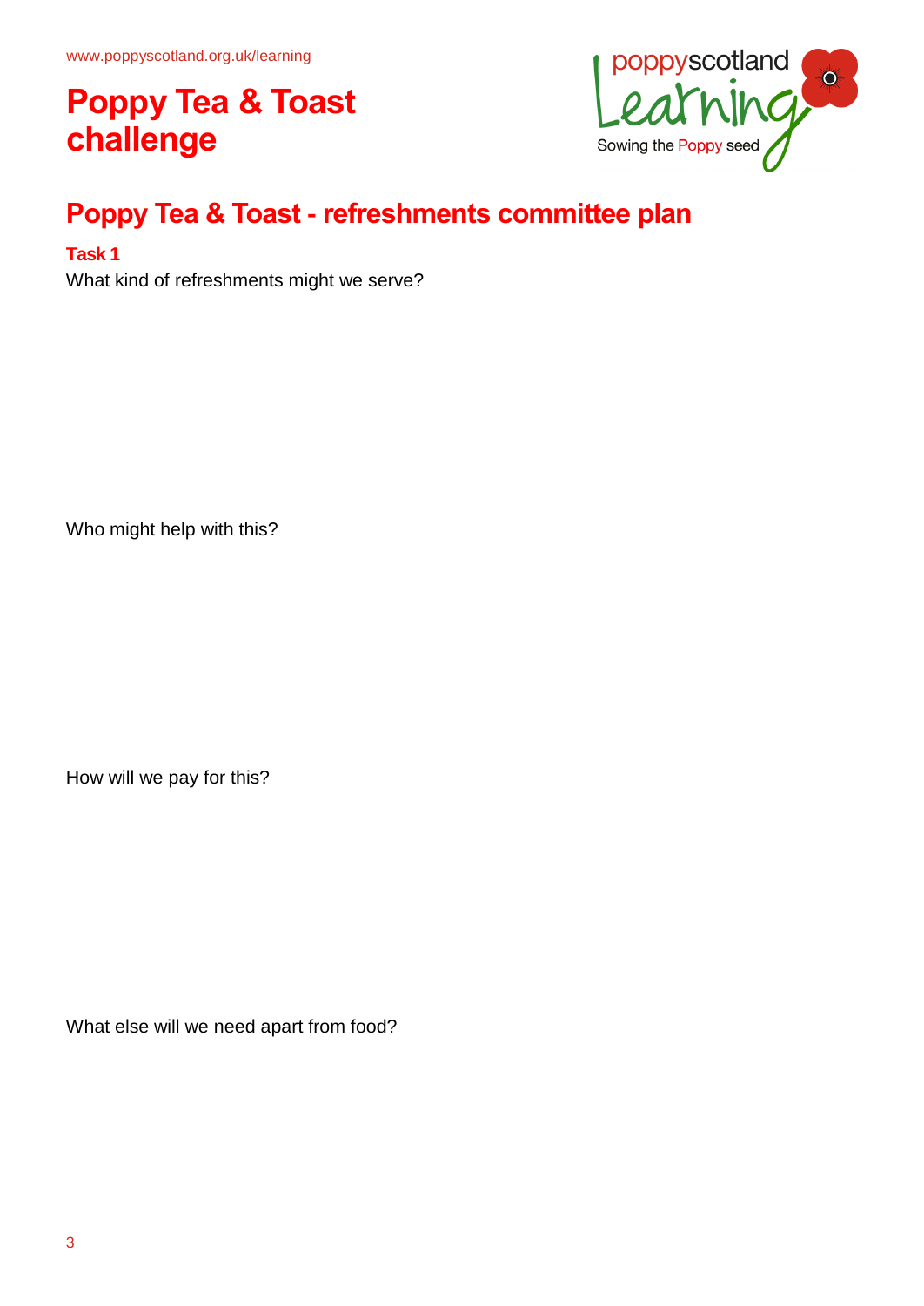# Poppy Tea & Toast challenge

## Poppy Tea & Toast - refreshments committee plan

### Task 1

What kind of refreshments might we serve?

Who might help with this?

How will we pay for this?

What else will we need apart from food?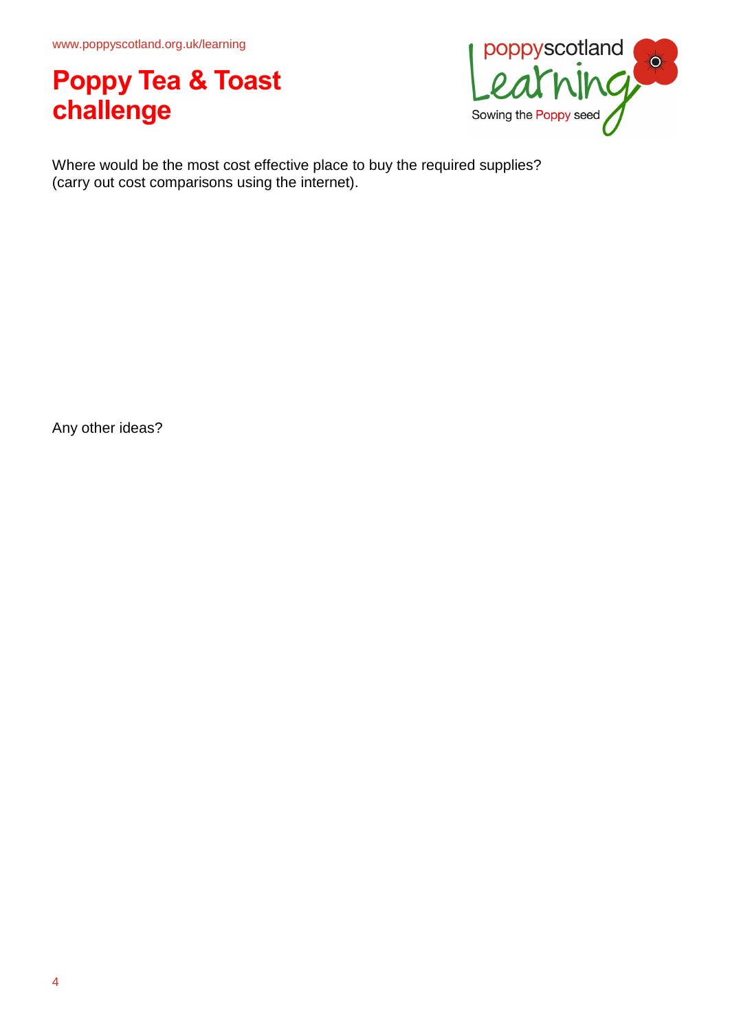# Poppy Tea & Toast challenge

Where would be the most cost effective place to buy the required supplies? (carry out cost comparisons using the internet).

Any other ideas?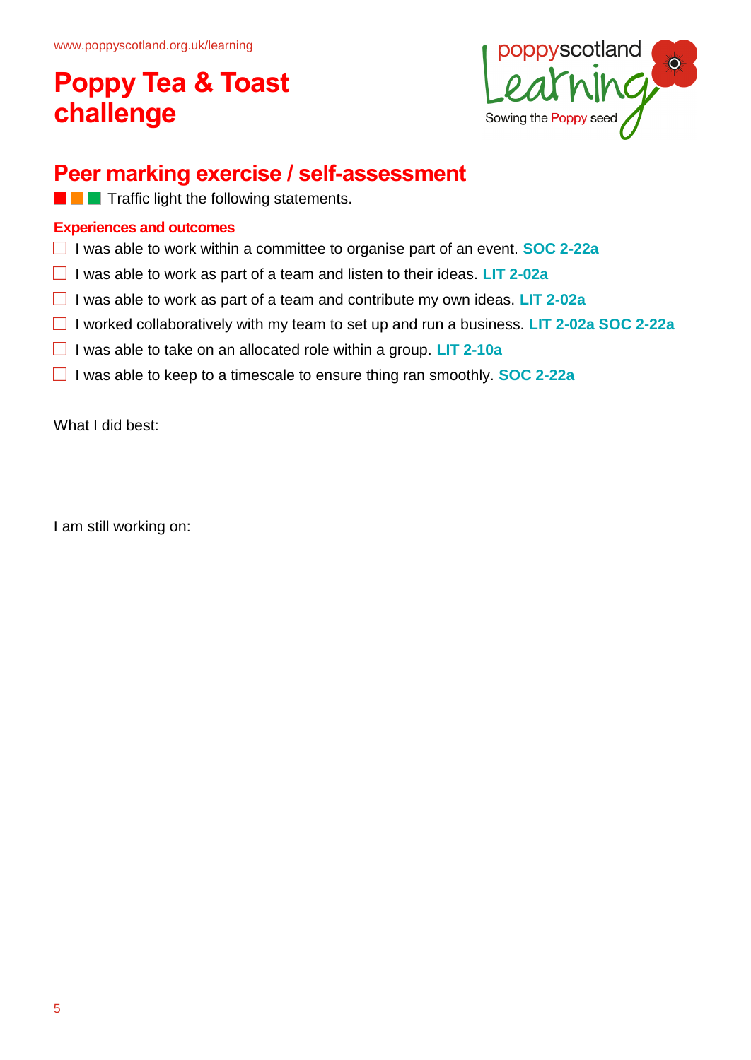www.poppyscotland.org.uk/learning

# Poppy Tea & Toast challenge

poppyscotland Learning
Sowing the Poppy seed

## Peer marking exercise / self-assessment

Traffic light the following statements.

### Experiences and outcomes

- ☐ I was able to work within a committee to organise part of an event. **SOC 2-22a**
- ☐ I was able to work as part of a team and listen to their ideas. **LIT 2-02a**
- ☐ I was able to work as part of a team and contribute my own ideas. **LIT 2-02a**
- ☐ I worked collaboratively with my team to set up and run a business. **LIT 2-02a SOC 2-22a**
- ☐ I was able to take on an allocated role within a group. **LIT 2-10a**
- ☐ I was able to keep to a timescale to ensure thing ran smoothly. **SOC 2-22a**

What I did best:

I am still working on: